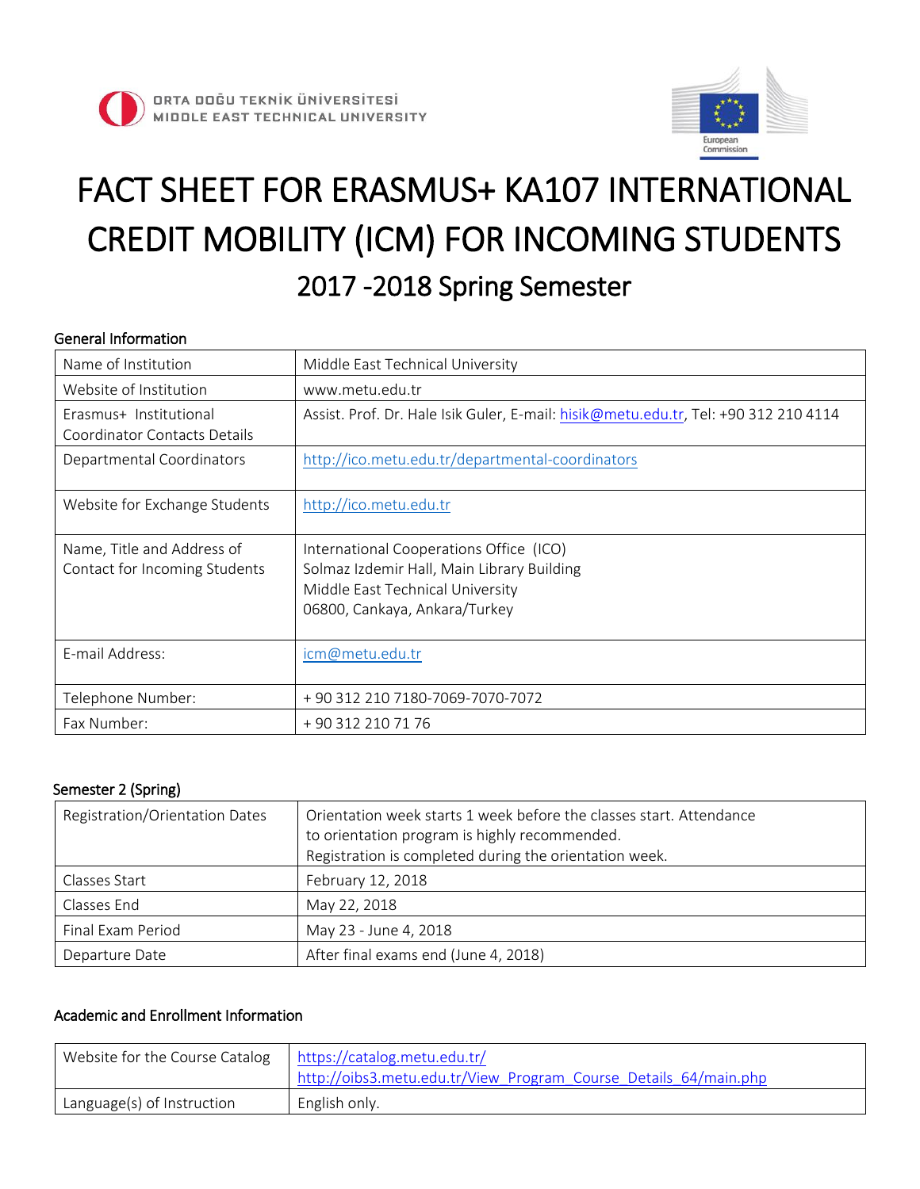ORTA DOĞU TEKNİK ÜNİVERSİTESİ
MIDDLE EAST TECHNICAL UNIVERSITY

European Commission

# FACT SHEET FOR ERASMUS+ KA107 INTERNATIONAL CREDIT MOBILITY (ICM) FOR INCOMING STUDENTS

## 2017 -2018 Spring Semester

### General Information

| | |
|---|---|
| Name of Institution | Middle East Technical University |
| Website of Institution | www.metu.edu.tr |
| Erasmus+ Institutional Coordinator Contacts Details | Assist. Prof. Dr. Hale Isik Guler, E-mail: hisik@metu.edu.tr, Tel: +90 312 210 4114 |
| Departmental Coordinators | http://ico.metu.edu.tr/departmental-coordinators |
| Website for Exchange Students | http://ico.metu.edu.tr |
| Name, Title and Address of Contact for Incoming Students | International Cooperations Office (ICO)<br>Solmaz Izdemir Hall, Main Library Building<br>Middle East Technical University<br>06800, Cankaya, Ankara/Turkey |
| E-mail Address: | icm@metu.edu.tr |
| Telephone Number: | + 90 312 210 7180-7069-7070-7072 |
| Fax Number: | + 90 312 210 71 76 |

### Semester 2 (Spring)

| | |
|---|---|
| Registration/Orientation Dates | Orientation week starts 1 week before the classes start. Attendance to orientation program is highly recommended.<br>Registration is completed during the orientation week. |
| Classes Start | February 12, 2018 |
| Classes End | May 22, 2018 |
| Final Exam Period | May 23 - June 4, 2018 |
| Departure Date | After final exams end (June 4, 2018) |

### Academic and Enrollment Information

| | |
|---|---|
| Website for the Course Catalog | https://catalog.metu.edu.tr/<br>http://oibs3.metu.edu.tr/View_Program_Course_Details_64/main.php |
| Language(s) of Instruction | English only. |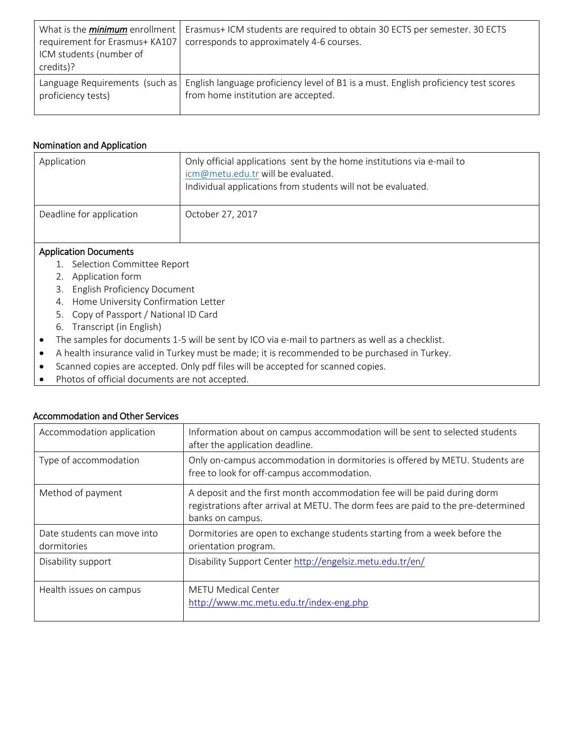| | |
|---|---|
| What is the ***minimum*** enrollment requirement for Erasmus+ KA107 ICM students (number of credits)? | Erasmus+ ICM students are required to obtain 30 ECTS per semester. 30 ECTS corresponds to approximately 4-6 courses. |
| Language Requirements (such as proficiency tests) | English language proficiency level of B1 is a must. English proficiency test scores from home institution are accepted. |

## Nomination and Application

| | |
|---|---|
| Application | Only official applications sent by the home institutions via e-mail to icm@metu.edu.tr will be evaluated.<br>Individual applications from students will not be evaluated. |
| Deadline for application | October 27, 2017 |

### Application Documents

1. Selection Committee Report
2. Application form
3. English Proficiency Document
4. Home University Confirmation Letter
5. Copy of Passport / National ID Card
6. Transcript (in English)

- The samples for documents 1-5 will be sent by ICO via e-mail to partners as well as a checklist.
- A health insurance valid in Turkey must be made; it is recommended to be purchased in Turkey.
- Scanned copies are accepted. Only pdf files will be accepted for scanned copies.
- Photos of official documents are not accepted.

## Accommodation and Other Services

| | |
|---|---|
| Accommodation application | Information about on campus accommodation will be sent to selected students after the application deadline. |
| Type of accommodation | Only on-campus accommodation in dormitories is offered by METU. Students are free to look for off-campus accommodation. |
| Method of payment | A deposit and the first month accommodation fee will be paid during dorm registrations after arrival at METU. The dorm fees are paid to the pre-determined banks on campus. |
| Date students can move into dormitories | Dormitories are open to exchange students starting from a week before the orientation program. |
| Disability support | Disability Support Center http://engelsiz.metu.edu.tr/en/ |
| Health issues on campus | METU Medical Center<br>http://www.mc.metu.edu.tr/index-eng.php |